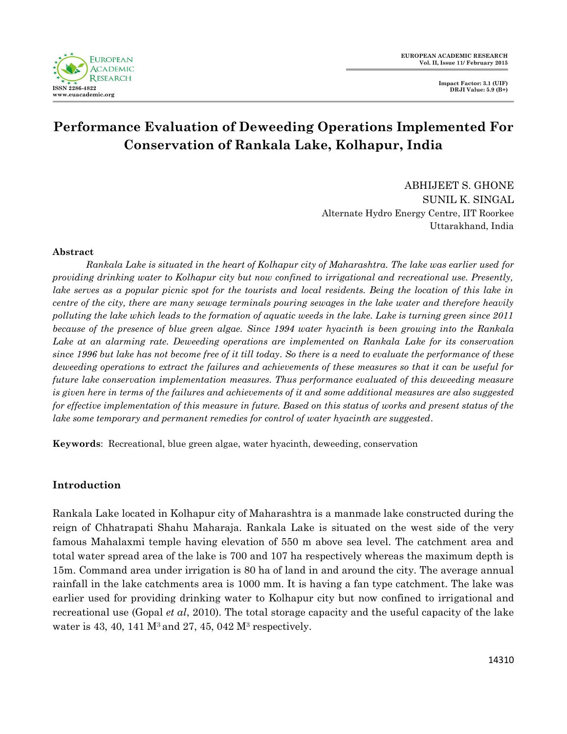# Performance Evaluation of Deweeding Operations Implemented For Conservation of Rankala Lake, Kolhapur, India

ABHIJEET S. GHONE
SUNIL K. SINGAL
Alternate Hydro Energy Centre, IIT Roorkee
Uttarakhand, India

**Abstract**

*Rankala Lake is situated in the heart of Kolhapur city of Maharashtra. The lake was earlier used for providing drinking water to Kolhapur city but now confined to irrigational and recreational use. Presently, lake serves as a popular picnic spot for the tourists and local residents. Being the location of this lake in centre of the city, there are many sewage terminals pouring sewages in the lake water and therefore heavily polluting the lake which leads to the formation of aquatic weeds in the lake. Lake is turning green since 2011 because of the presence of blue green algae. Since 1994 water hyacinth is been growing into the Rankala Lake at an alarming rate. Deweeding operations are implemented on Rankala Lake for its conservation since 1996 but lake has not become free of it till today. So there is a need to evaluate the performance of these deweeding operations to extract the failures and achievements of these measures so that it can be useful for future lake conservation implementation measures. Thus performance evaluated of this deweeding measure is given here in terms of the failures and achievements of it and some additional measures are also suggested for effective implementation of this measure in future. Based on this status of works and present status of the lake some temporary and permanent remedies for control of water hyacinth are suggested.*

**Keywords**: Recreational, blue green algae, water hyacinth, deweeding, conservation

## Introduction

Rankala Lake located in Kolhapur city of Maharashtra is a manmade lake constructed during the reign of Chhatrapati Shahu Maharaja. Rankala Lake is situated on the west side of the very famous Mahalaxmi temple having elevation of 550 m above sea level. The catchment area and total water spread area of the lake is 700 and 107 ha respectively whereas the maximum depth is 15m. Command area under irrigation is 80 ha of land in and around the city. The average annual rainfall in the lake catchments area is 1000 mm. It is having a fan type catchment. The lake was earlier used for providing drinking water to Kolhapur city but now confined to irrigational and recreational use (Gopal *et al*, 2010). The total storage capacity and the useful capacity of the lake water is 43, 40, 141 $M^3$ and 27, 45, 042 $M^3$ respectively.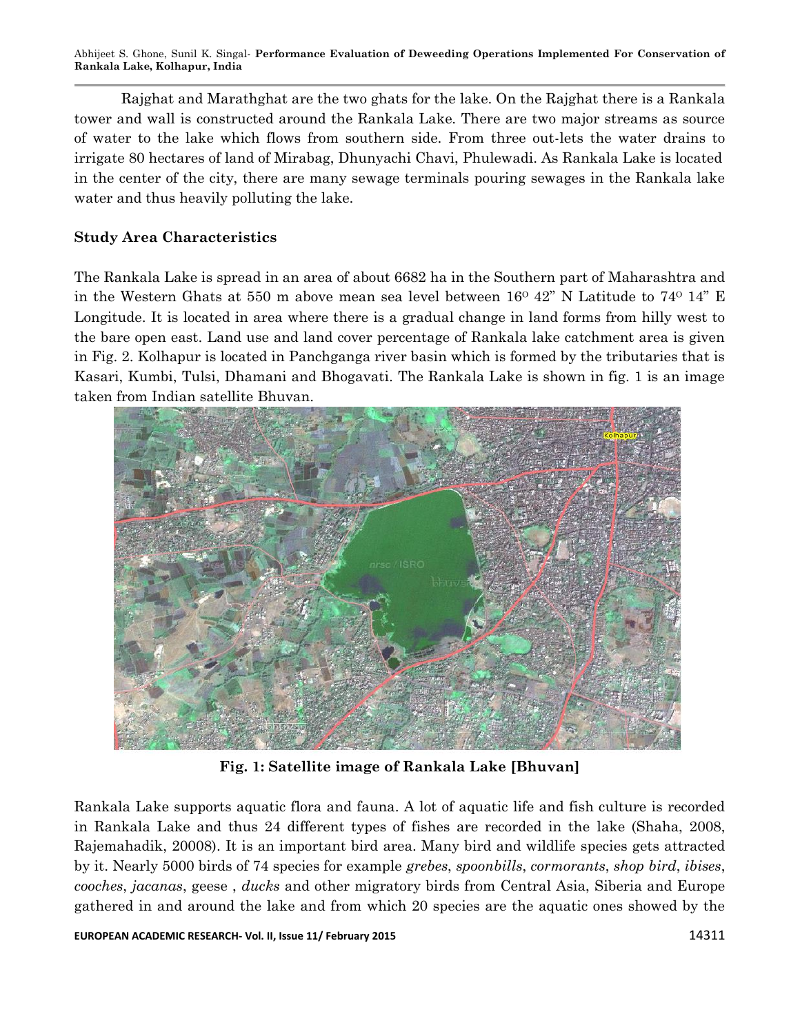Rajghat and Marathghat are the two ghats for the lake. On the Rajghat there is a Rankala tower and wall is constructed around the Rankala Lake. There are two major streams as source of water to the lake which flows from southern side. From three out-lets the water drains to irrigate 80 hectares of land of Mirabag, Dhunyachi Chavi, Phulewadi. As Rankala Lake is located in the center of the city, there are many sewage terminals pouring sewages in the Rankala lake water and thus heavily polluting the lake.

### Study Area Characteristics

The Rankala Lake is spread in an area of about 6682 ha in the Southern part of Maharashtra and in the Western Ghats at 550 m above mean sea level between 16$^{O}$ 42" N Latitude to 74$^{O}$ 14" E Longitude. It is located in area where there is a gradual change in land forms from hilly west to the bare open east. Land use and land cover percentage of Rankala lake catchment area is given in Fig. 2. Kolhapur is located in Panchganga river basin which is formed by the tributaries that is Kasari, Kumbi, Tulsi, Dhamani and Bhogavati. The Rankala Lake is shown in fig. 1 is an image taken from Indian satellite Bhuvan.

**Fig. 1: Satellite image of Rankala Lake [Bhuvan]**

Rankala Lake supports aquatic flora and fauna. A lot of aquatic life and fish culture is recorded in Rankala Lake and thus 24 different types of fishes are recorded in the lake (Shaha, 2008, Rajemahadik, 20008). It is an important bird area. Many bird and wildlife species gets attracted by it. Nearly 5000 birds of 74 species for example *grebes*, *spoonbills*, *cormorants*, *shop bird*, *ibises*, *cooches*, *jacanas*, geese , *ducks* and other migratory birds from Central Asia, Siberia and Europe gathered in and around the lake and from which 20 species are the aquatic ones showed by the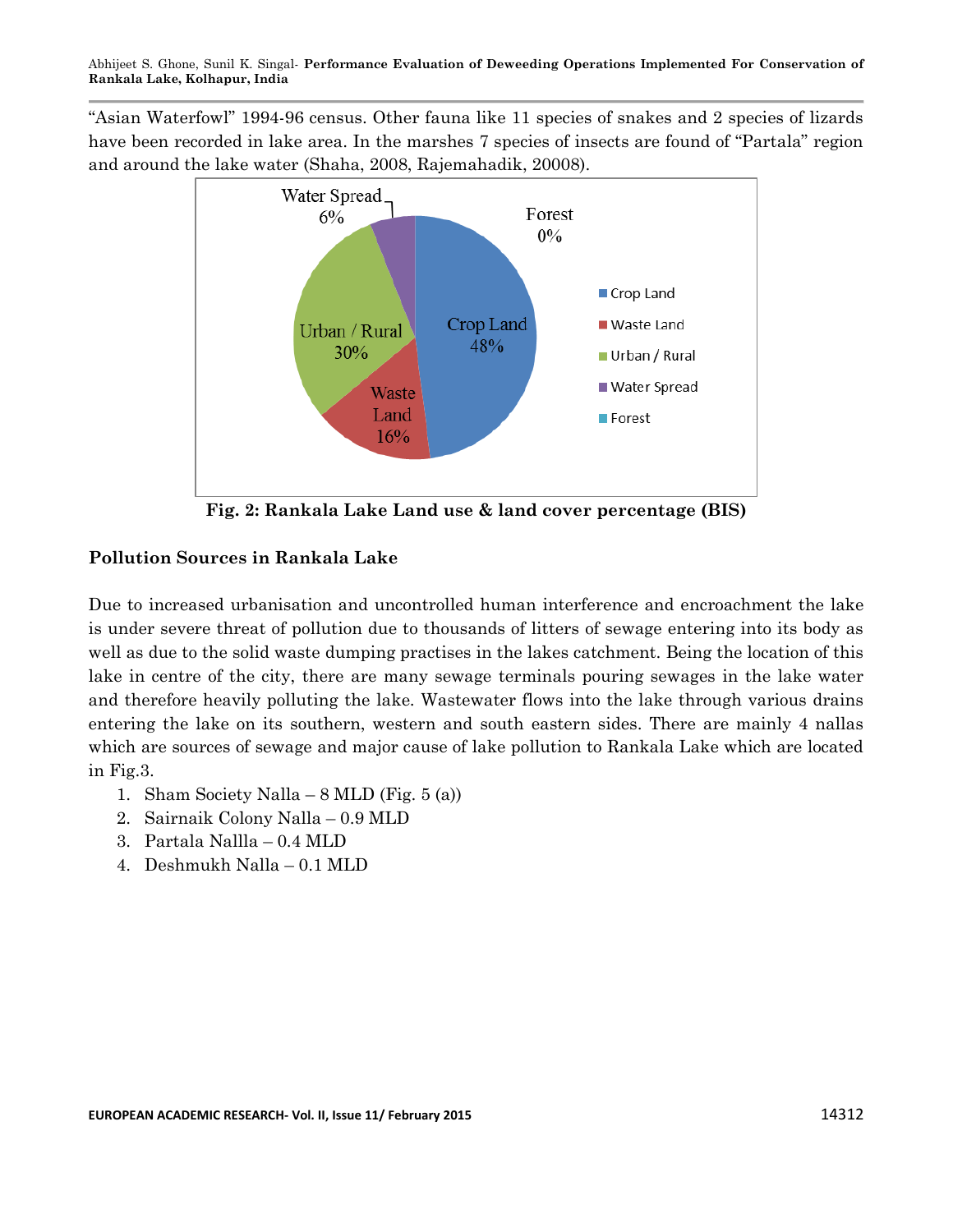"Asian Waterfowl" 1994-96 census. Other fauna like 11 species of snakes and 2 species of lizards have been recorded in lake area. In the marshes 7 species of insects are found of "Partala" region and around the lake water (Shaha, 2008, Rajemahadik, 20008).

**Fig. 2: Rankala Lake Land use & land cover percentage (BIS)**

## Pollution Sources in Rankala Lake

Due to increased urbanisation and uncontrolled human interference and encroachment the lake is under severe threat of pollution due to thousands of litters of sewage entering into its body as well as due to the solid waste dumping practises in the lakes catchment. Being the location of this lake in centre of the city, there are many sewage terminals pouring sewages in the lake water and therefore heavily polluting the lake. Wastewater flows into the lake through various drains entering the lake on its southern, western and south eastern sides. There are mainly 4 nallas which are sources of sewage and major cause of lake pollution to Rankala Lake which are located in Fig.3.

1. Sham Society Nalla – 8 MLD (Fig. 5 (a))
2. Sairnaik Colony Nalla – 0.9 MLD
3. Partala Nallla – 0.4 MLD
4. Deshmukh Nalla – 0.1 MLD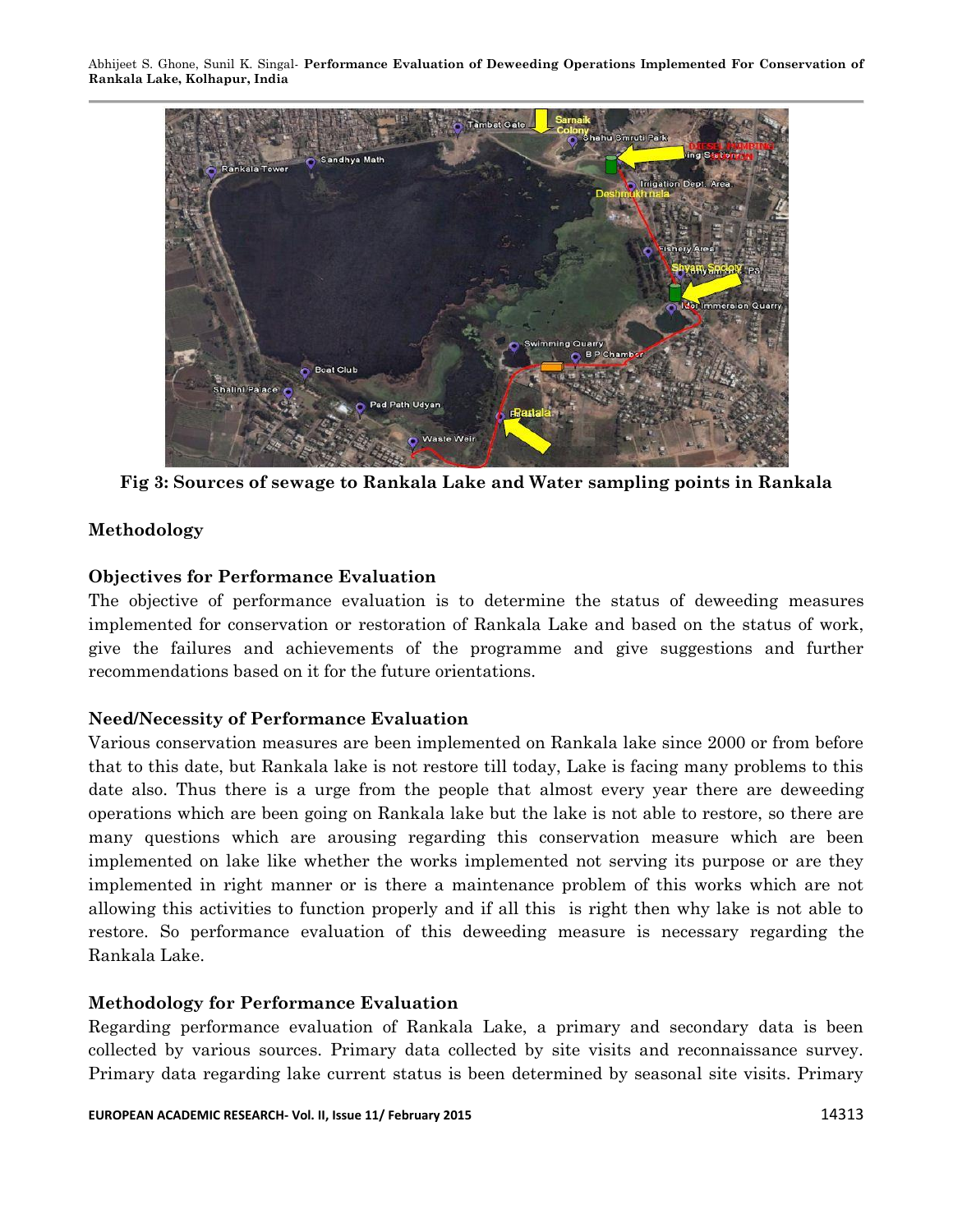Fig 3: Sources of sewage to Rankala Lake and Water sampling points in Rankala

## Methodology

### Objectives for Performance Evaluation

The objective of performance evaluation is to determine the status of deweeding measures implemented for conservation or restoration of Rankala Lake and based on the status of work, give the failures and achievements of the programme and give suggestions and further recommendations based on it for the future orientations.

### Need/Necessity of Performance Evaluation

Various conservation measures are been implemented on Rankala lake since 2000 or from before that to this date, but Rankala lake is not restore till today, Lake is facing many problems to this date also. Thus there is a urge from the people that almost every year there are deweeding operations which are been going on Rankala lake but the lake is not able to restore, so there are many questions which are arousing regarding this conservation measure which are been implemented on lake like whether the works implemented not serving its purpose or are they implemented in right manner or is there a maintenance problem of this works which are not allowing this activities to function properly and if all this is right then why lake is not able to restore. So performance evaluation of this deweeding measure is necessary regarding the Rankala Lake.

### Methodology for Performance Evaluation

Regarding performance evaluation of Rankala Lake, a primary and secondary data is been collected by various sources. Primary data collected by site visits and reconnaissance survey. Primary data regarding lake current status is been determined by seasonal site visits. Primary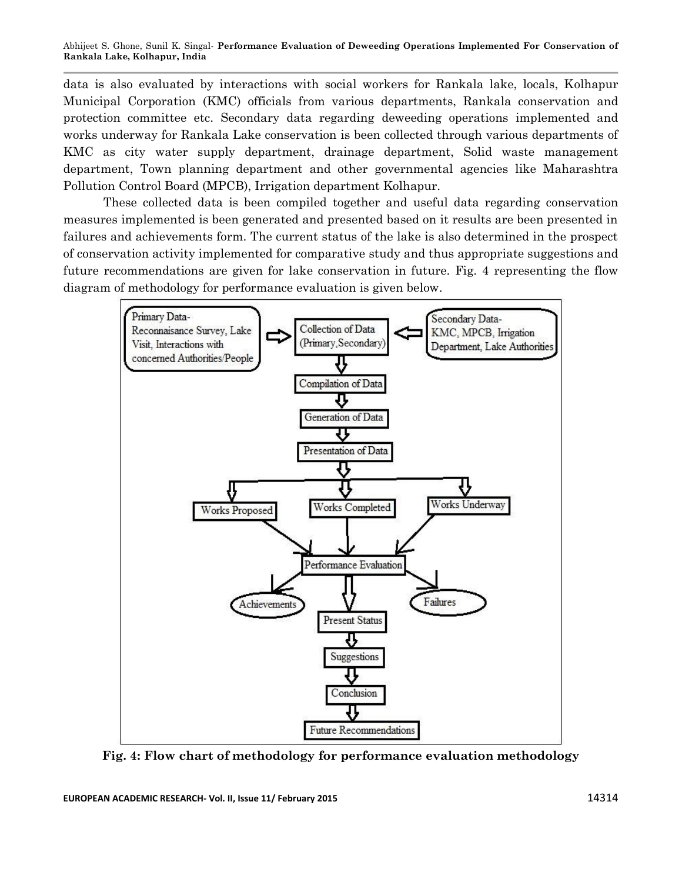data is also evaluated by interactions with social workers for Rankala lake, locals, Kolhapur Municipal Corporation (KMC) officials from various departments, Rankala conservation and protection committee etc. Secondary data regarding deweeding operations implemented and works underway for Rankala Lake conservation is been collected through various departments of KMC as city water supply department, drainage department, Solid waste management department, Town planning department and other governmental agencies like Maharashtra Pollution Control Board (MPCB), Irrigation department Kolhapur.

These collected data is been compiled together and useful data regarding conservation measures implemented is been generated and presented based on it results are been presented in failures and achievements form. The current status of the lake is also determined in the prospect of conservation activity implemented for comparative study and thus appropriate suggestions and future recommendations are given for lake conservation in future. Fig. 4 representing the flow diagram of methodology for performance evaluation is given below.

```
Primary Data- Reconnaisance Survey, Lake Visit, Interactions with concerned Authorities/People
        => Collection of Data (Primary, Secondary) <=
Secondary Data- KMC, MPCB, Irrigation Department, Lake Authorities

Collection of Data (Primary, Secondary)
  -> Compilation of Data
  -> Generation of Data
  -> Presentation of Data
  -> Works Proposed / Works Completed / Works Underway
  -> Performance Evaluation
       -> Achievements
       -> Failures
       -> Present Status
            -> Suggestions
            -> Conclusion
            -> Future Recommendations
```

**Fig. 4: Flow chart of methodology for performance evaluation methodology**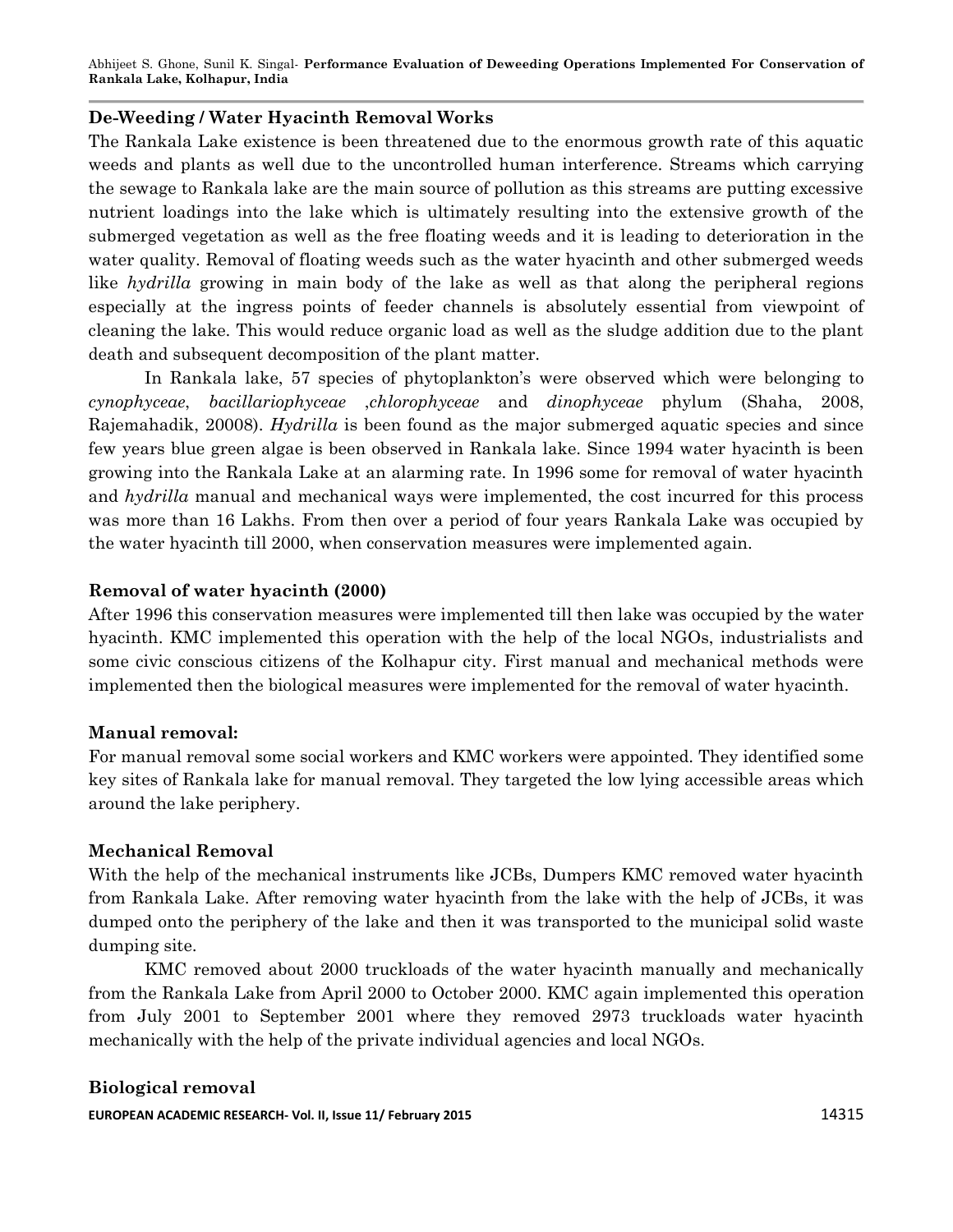### De-Weeding / Water Hyacinth Removal Works

The Rankala Lake existence is been threatened due to the enormous growth rate of this aquatic weeds and plants as well due to the uncontrolled human interference. Streams which carrying the sewage to Rankala lake are the main source of pollution as this streams are putting excessive nutrient loadings into the lake which is ultimately resulting into the extensive growth of the submerged vegetation as well as the free floating weeds and it is leading to deterioration in the water quality. Removal of floating weeds such as the water hyacinth and other submerged weeds like *hydrilla* growing in main body of the lake as well as that along the peripheral regions especially at the ingress points of feeder channels is absolutely essential from viewpoint of cleaning the lake. This would reduce organic load as well as the sludge addition due to the plant death and subsequent decomposition of the plant matter.

In Rankala lake, 57 species of phytoplankton's were observed which were belonging to *cynophyceae*, *bacillariophyceae* ,*chlorophyceae* and *dinophyceae* phylum (Shaha, 2008, Rajemahadik, 20008). *Hydrilla* is been found as the major submerged aquatic species and since few years blue green algae is been observed in Rankala lake. Since 1994 water hyacinth is been growing into the Rankala Lake at an alarming rate. In 1996 some for removal of water hyacinth and *hydrilla* manual and mechanical ways were implemented, the cost incurred for this process was more than 16 Lakhs. From then over a period of four years Rankala Lake was occupied by the water hyacinth till 2000, when conservation measures were implemented again.

### Removal of water hyacinth (2000)

After 1996 this conservation measures were implemented till then lake was occupied by the water hyacinth. KMC implemented this operation with the help of the local NGOs, industrialists and some civic conscious citizens of the Kolhapur city. First manual and mechanical methods were implemented then the biological measures were implemented for the removal of water hyacinth.

### Manual removal:

For manual removal some social workers and KMC workers were appointed. They identified some key sites of Rankala lake for manual removal. They targeted the low lying accessible areas which around the lake periphery.

### Mechanical Removal

With the help of the mechanical instruments like JCBs, Dumpers KMC removed water hyacinth from Rankala Lake. After removing water hyacinth from the lake with the help of JCBs, it was dumped onto the periphery of the lake and then it was transported to the municipal solid waste dumping site.

KMC removed about 2000 truckloads of the water hyacinth manually and mechanically from the Rankala Lake from April 2000 to October 2000. KMC again implemented this operation from July 2001 to September 2001 where they removed 2973 truckloads water hyacinth mechanically with the help of the private individual agencies and local NGOs.

### Biological removal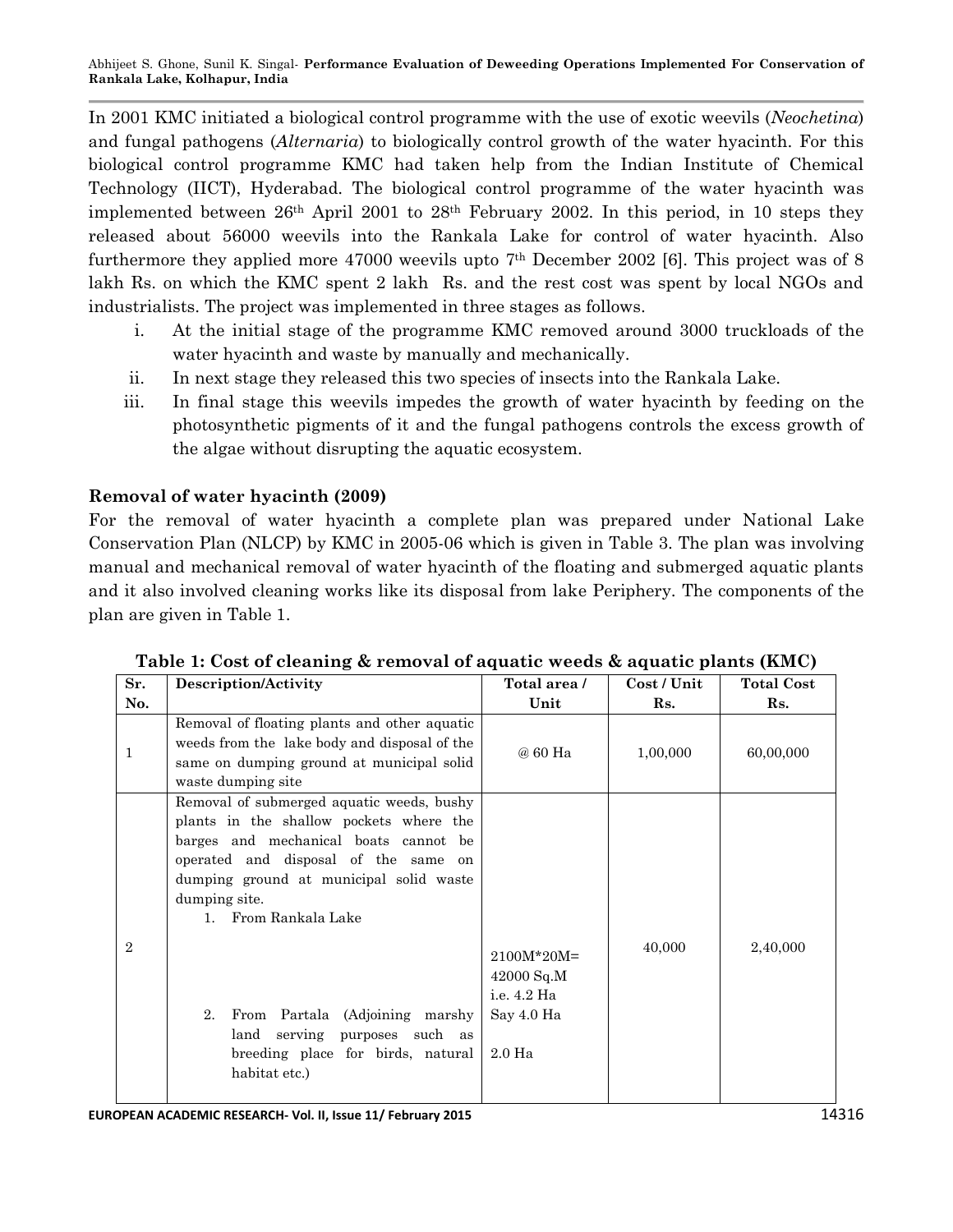In 2001 KMC initiated a biological control programme with the use of exotic weevils (*Neochetina*) and fungal pathogens (*Alternaria*) to biologically control growth of the water hyacinth. For this biological control programme KMC had taken help from the Indian Institute of Chemical Technology (IICT), Hyderabad. The biological control programme of the water hyacinth was implemented between 26th April 2001 to 28th February 2002. In this period, in 10 steps they released about 56000 weevils into the Rankala Lake for control of water hyacinth. Also furthermore they applied more 47000 weevils upto 7th December 2002 [6]. This project was of 8 lakh Rs. on which the KMC spent 2 lakh Rs. and the rest cost was spent by local NGOs and industrialists. The project was implemented in three stages as follows.

i. At the initial stage of the programme KMC removed around 3000 truckloads of the water hyacinth and waste by manually and mechanically.
ii. In next stage they released this two species of insects into the Rankala Lake.
iii. In final stage this weevils impedes the growth of water hyacinth by feeding on the photosynthetic pigments of it and the fungal pathogens controls the excess growth of the algae without disrupting the aquatic ecosystem.

### Removal of water hyacinth (2009)

For the removal of water hyacinth a complete plan was prepared under National Lake Conservation Plan (NLCP) by KMC in 2005-06 which is given in Table 3. The plan was involving manual and mechanical removal of water hyacinth of the floating and submerged aquatic plants and it also involved cleaning works like its disposal from lake Periphery. The components of the plan are given in Table 1.

**Table 1: Cost of cleaning & removal of aquatic weeds & aquatic plants (KMC)**

| Sr. No. | Description/Activity | Total area / Unit | Cost / Unit Rs. | Total Cost Rs. |
|---|---|---|---|---|
| 1 | Removal of floating plants and other aquatic weeds from the lake body and disposal of the same on dumping ground at municipal solid waste dumping site | @ 60 Ha | 1,00,000 | 60,00,000 |
| 2 | Removal of submerged aquatic weeds, bushy plants in the shallow pockets where the barges and mechanical boats cannot be operated and disposal of the same on dumping ground at municipal solid waste dumping site.<br>1. From Rankala Lake<br>2. From Partala (Adjoining marshy land serving purposes such as breeding place for birds, natural habitat etc.) | 2100M*20M= 42000 Sq.M i.e. 4.2 Ha Say 4.0 Ha<br>2.0 Ha | 40,000 | 2,40,000 |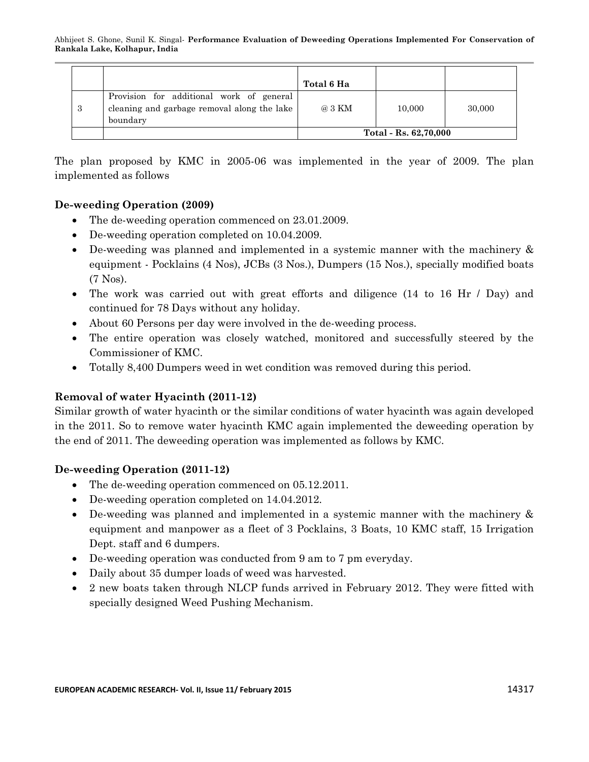|  |  | Total 6 Ha |  |  |
| --- | --- | --- | --- | --- |
| 3 | Provision for additional work of general cleaning and garbage removal along the lake boundary | @ 3 KM | 10,000 | 30,000 |
|  |  | Total - Rs. 62,70,000 |  |  |

The plan proposed by KMC in 2005-06 was implemented in the year of 2009. The plan implemented as follows

### De-weeding Operation (2009)

- The de-weeding operation commenced on 23.01.2009.
- De-weeding operation completed on 10.04.2009.
- De-weeding was planned and implemented in a systemic manner with the machinery & equipment - Pocklains (4 Nos), JCBs (3 Nos.), Dumpers (15 Nos.), specially modified boats (7 Nos).
- The work was carried out with great efforts and diligence (14 to 16 Hr / Day) and continued for 78 Days without any holiday.
- About 60 Persons per day were involved in the de-weeding process.
- The entire operation was closely watched, monitored and successfully steered by the Commissioner of KMC.
- Totally 8,400 Dumpers weed in wet condition was removed during this period.

### Removal of water Hyacinth (2011-12)

Similar growth of water hyacinth or the similar conditions of water hyacinth was again developed in the 2011. So to remove water hyacinth KMC again implemented the deweeding operation by the end of 2011. The deweeding operation was implemented as follows by KMC.

### De-weeding Operation (2011-12)

- The de-weeding operation commenced on 05.12.2011.
- De-weeding operation completed on 14.04.2012.
- De-weeding was planned and implemented in a systemic manner with the machinery & equipment and manpower as a fleet of 3 Pocklains, 3 Boats, 10 KMC staff, 15 Irrigation Dept. staff and 6 dumpers.
- De-weeding operation was conducted from 9 am to 7 pm everyday.
- Daily about 35 dumper loads of weed was harvested.
- 2 new boats taken through NLCP funds arrived in February 2012. They were fitted with specially designed Weed Pushing Mechanism.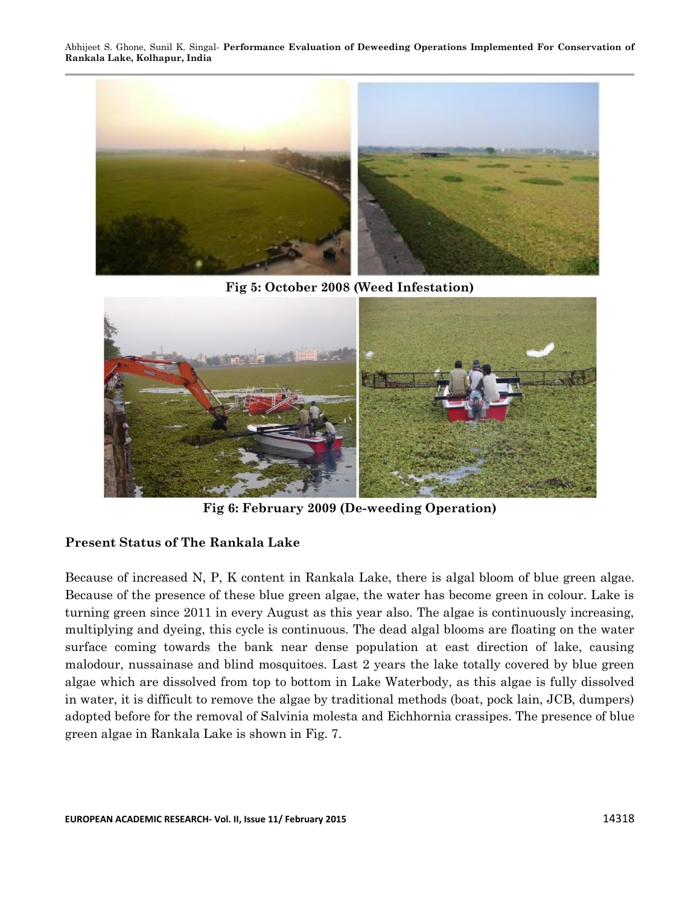Fig 5: October 2008 (Weed Infestation)

Fig 6: February 2009 (De-weeding Operation)

### Present Status of The Rankala Lake

Because of increased N, P, K content in Rankala Lake, there is algal bloom of blue green algae. Because of the presence of these blue green algae, the water has become green in colour. Lake is turning green since 2011 in every August as this year also. The algae is continuously increasing, multiplying and dyeing, this cycle is continuous. The dead algal blooms are floating on the water surface coming towards the bank near dense population at east direction of lake, causing malodour, nussainase and blind mosquitoes. Last 2 years the lake totally covered by blue green algae which are dissolved from top to bottom in Lake Waterbody, as this algae is fully dissolved in water, it is difficult to remove the algae by traditional methods (boat, pock lain, JCB, dumpers) adopted before for the removal of Salvinia molesta and Eichhornia crassipes. The presence of blue green algae in Rankala Lake is shown in Fig. 7.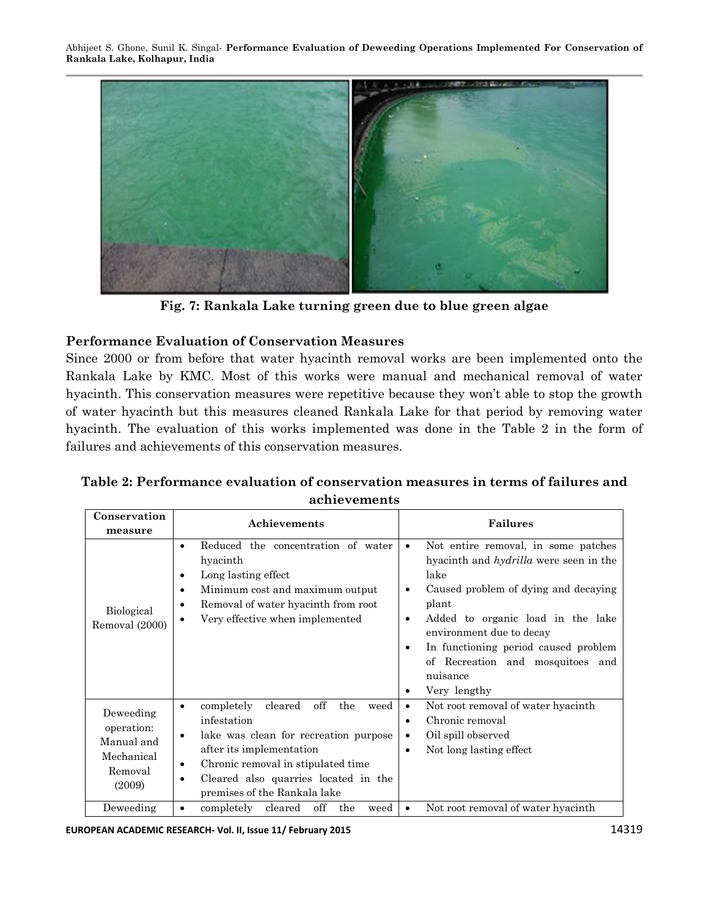Fig. 7: Rankala Lake turning green due to blue green algae

### Performance Evaluation of Conservation Measures

Since 2000 or from before that water hyacinth removal works are been implemented onto the Rankala Lake by KMC. Most of this works were manual and mechanical removal of water hyacinth. This conservation measures were repetitive because they won't able to stop the growth of water hyacinth but this measures cleaned Rankala Lake for that period by removing water hyacinth. The evaluation of this works implemented was done in the Table 2 in the form of failures and achievements of this conservation measures.

**Table 2: Performance evaluation of conservation measures in terms of failures and achievements**

| Conservation measure | Achievements | Failures |
|---|---|---|
| Biological Removal (2000) | • Reduced the concentration of water hyacinth<br>• Long lasting effect<br>• Minimum cost and maximum output<br>• Removal of water hyacinth from root<br>• Very effective when implemented | • Not entire removal, in some patches hyacinth and *hydrilla* were seen in the lake<br>• Caused problem of dying and decaying plant<br>• Added to organic load in the lake environment due to decay<br>• In functioning period caused problem of Recreation and mosquitoes and nuisance<br>• Very lengthy |
| Deweeding operation: Manual and Mechanical Removal (2009) | • completely cleared off the weed infestation<br>• lake was clean for recreation purpose after its implementation<br>• Chronic removal in stipulated time<br>• Cleared also quarries located in the premises of the Rankala lake | • Not root removal of water hyacinth<br>• Chronic removal<br>• Oil spill observed<br>• Not long lasting effect |
| Deweeding | • completely cleared off the weed | • Not root removal of water hyacinth |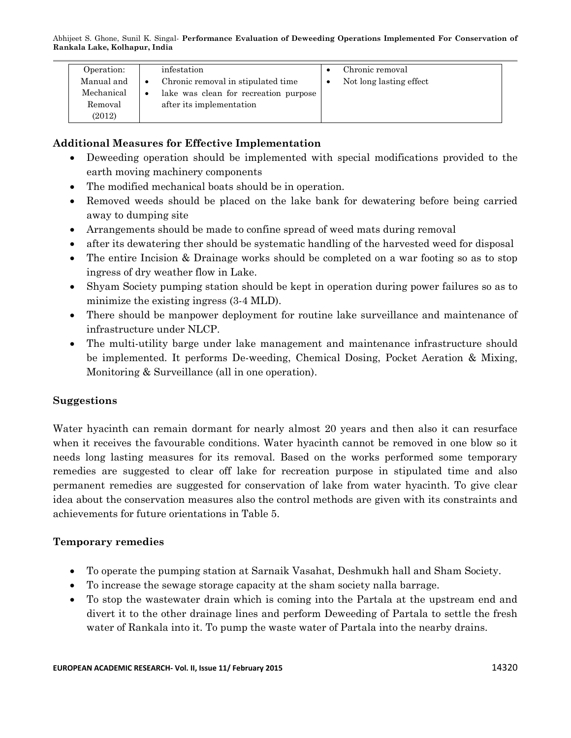| Operation: Manual and Mechanical Removal (2012) | infestation<br>• Chronic removal in stipulated time<br>• lake was clean for recreation purpose after its implementation | • Chronic removal<br>• Not long lasting effect |
| --- | --- | --- |

## Additional Measures for Effective Implementation

- Deweeding operation should be implemented with special modifications provided to the earth moving machinery components
- The modified mechanical boats should be in operation.
- Removed weeds should be placed on the lake bank for dewatering before being carried away to dumping site
- Arrangements should be made to confine spread of weed mats during removal
- after its dewatering ther should be systematic handling of the harvested weed for disposal
- The entire Incision & Drainage works should be completed on a war footing so as to stop ingress of dry weather flow in Lake.
- Shyam Society pumping station should be kept in operation during power failures so as to minimize the existing ingress (3-4 MLD).
- There should be manpower deployment for routine lake surveillance and maintenance of infrastructure under NLCP.
- The multi-utility barge under lake management and maintenance infrastructure should be implemented. It performs De-weeding, Chemical Dosing, Pocket Aeration & Mixing, Monitoring & Surveillance (all in one operation).

## Suggestions

Water hyacinth can remain dormant for nearly almost 20 years and then also it can resurface when it receives the favourable conditions. Water hyacinth cannot be removed in one blow so it needs long lasting measures for its removal. Based on the works performed some temporary remedies are suggested to clear off lake for recreation purpose in stipulated time and also permanent remedies are suggested for conservation of lake from water hyacinth. To give clear idea about the conservation measures also the control methods are given with its constraints and achievements for future orientations in Table 5.

## Temporary remedies

- To operate the pumping station at Sarnaik Vasahat, Deshmukh hall and Sham Society.
- To increase the sewage storage capacity at the sham society nalla barrage.
- To stop the wastewater drain which is coming into the Partala at the upstream end and divert it to the other drainage lines and perform Deweeding of Partala to settle the fresh water of Rankala into it. To pump the waste water of Partala into the nearby drains.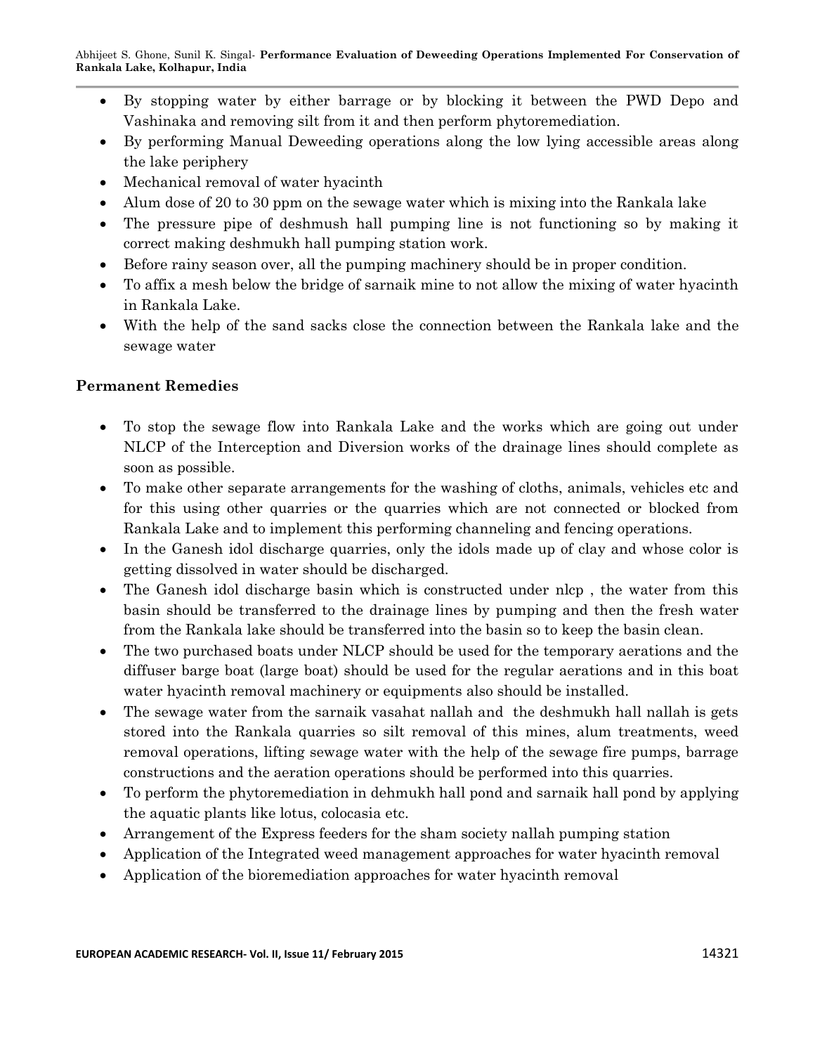- By stopping water by either barrage or by blocking it between the PWD Depo and Vashinaka and removing silt from it and then perform phytoremediation.
- By performing Manual Deweeding operations along the low lying accessible areas along the lake periphery
- Mechanical removal of water hyacinth
- Alum dose of 20 to 30 ppm on the sewage water which is mixing into the Rankala lake
- The pressure pipe of deshmush hall pumping line is not functioning so by making it correct making deshmukh hall pumping station work.
- Before rainy season over, all the pumping machinery should be in proper condition.
- To affix a mesh below the bridge of sarnaik mine to not allow the mixing of water hyacinth in Rankala Lake.
- With the help of the sand sacks close the connection between the Rankala lake and the sewage water

**Permanent Remedies**

- To stop the sewage flow into Rankala Lake and the works which are going out under NLCP of the Interception and Diversion works of the drainage lines should complete as soon as possible.
- To make other separate arrangements for the washing of cloths, animals, vehicles etc and for this using other quarries or the quarries which are not connected or blocked from Rankala Lake and to implement this performing channeling and fencing operations.
- In the Ganesh idol discharge quarries, only the idols made up of clay and whose color is getting dissolved in water should be discharged.
- The Ganesh idol discharge basin which is constructed under nlcp , the water from this basin should be transferred to the drainage lines by pumping and then the fresh water from the Rankala lake should be transferred into the basin so to keep the basin clean.
- The two purchased boats under NLCP should be used for the temporary aerations and the diffuser barge boat (large boat) should be used for the regular aerations and in this boat water hyacinth removal machinery or equipments also should be installed.
- The sewage water from the sarnaik vasahat nallah and the deshmukh hall nallah is gets stored into the Rankala quarries so silt removal of this mines, alum treatments, weed removal operations, lifting sewage water with the help of the sewage fire pumps, barrage constructions and the aeration operations should be performed into this quarries.
- To perform the phytoremediation in dehmukh hall pond and sarnaik hall pond by applying the aquatic plants like lotus, colocasia etc.
- Arrangement of the Express feeders for the sham society nallah pumping station
- Application of the Integrated weed management approaches for water hyacinth removal
- Application of the bioremediation approaches for water hyacinth removal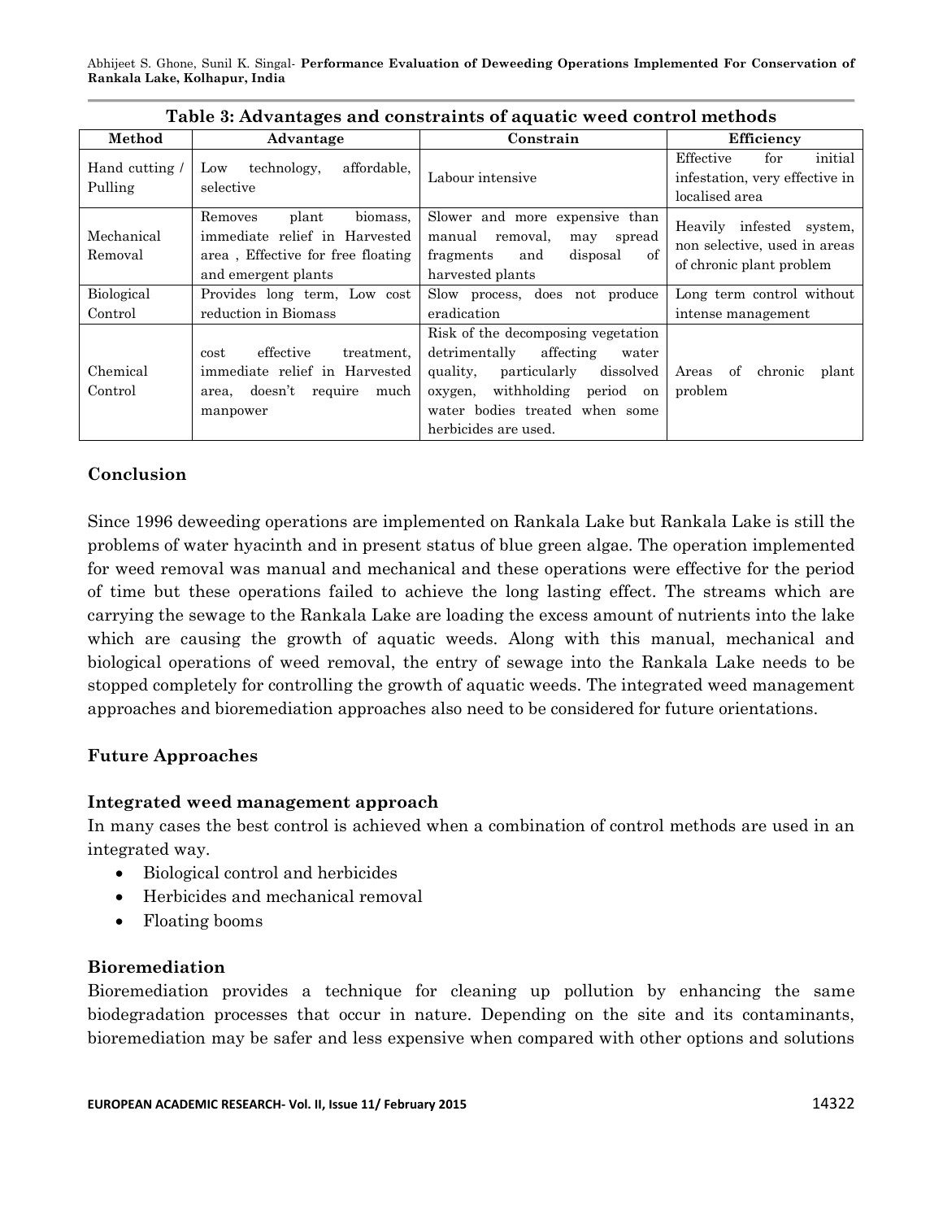**Table 3: Advantages and constraints of aquatic weed control methods**

| Method | Advantage | Constrain | Efficiency |
|---|---|---|---|
| Hand cutting / Pulling | Low technology, affordable, selective | Labour intensive | Effective for initial infestation, very effective in localised area |
| Mechanical Removal | Removes plant biomass, immediate relief in Harvested area , Effective for free floating and emergent plants | Slower and more expensive than manual removal, may spread fragments and disposal of harvested plants | Heavily infested system, non selective, used in areas of chronic plant problem |
| Biological Control | Provides long term, Low cost reduction in Biomass | Slow process, does not produce eradication | Long term control without intense management |
| Chemical Control | cost effective treatment, immediate relief in Harvested area, doesn't require much manpower | Risk of the decomposing vegetation detrimentally affecting water quality, particularly dissolved oxygen, withholding period on water bodies treated when some herbicides are used. | Areas of chronic plant problem |

## Conclusion

Since 1996 deweeding operations are implemented on Rankala Lake but Rankala Lake is still the problems of water hyacinth and in present status of blue green algae. The operation implemented for weed removal was manual and mechanical and these operations were effective for the period of time but these operations failed to achieve the long lasting effect. The streams which are carrying the sewage to the Rankala Lake are loading the excess amount of nutrients into the lake which are causing the growth of aquatic weeds. Along with this manual, mechanical and biological operations of weed removal, the entry of sewage into the Rankala Lake needs to be stopped completely for controlling the growth of aquatic weeds. The integrated weed management approaches and bioremediation approaches also need to be considered for future orientations.

## Future Approaches

### Integrated weed management approach

In many cases the best control is achieved when a combination of control methods are used in an integrated way.

- Biological control and herbicides
- Herbicides and mechanical removal
- Floating booms

### Bioremediation

Bioremediation provides a technique for cleaning up pollution by enhancing the same biodegradation processes that occur in nature. Depending on the site and its contaminants, bioremediation may be safer and less expensive when compared with other options and solutions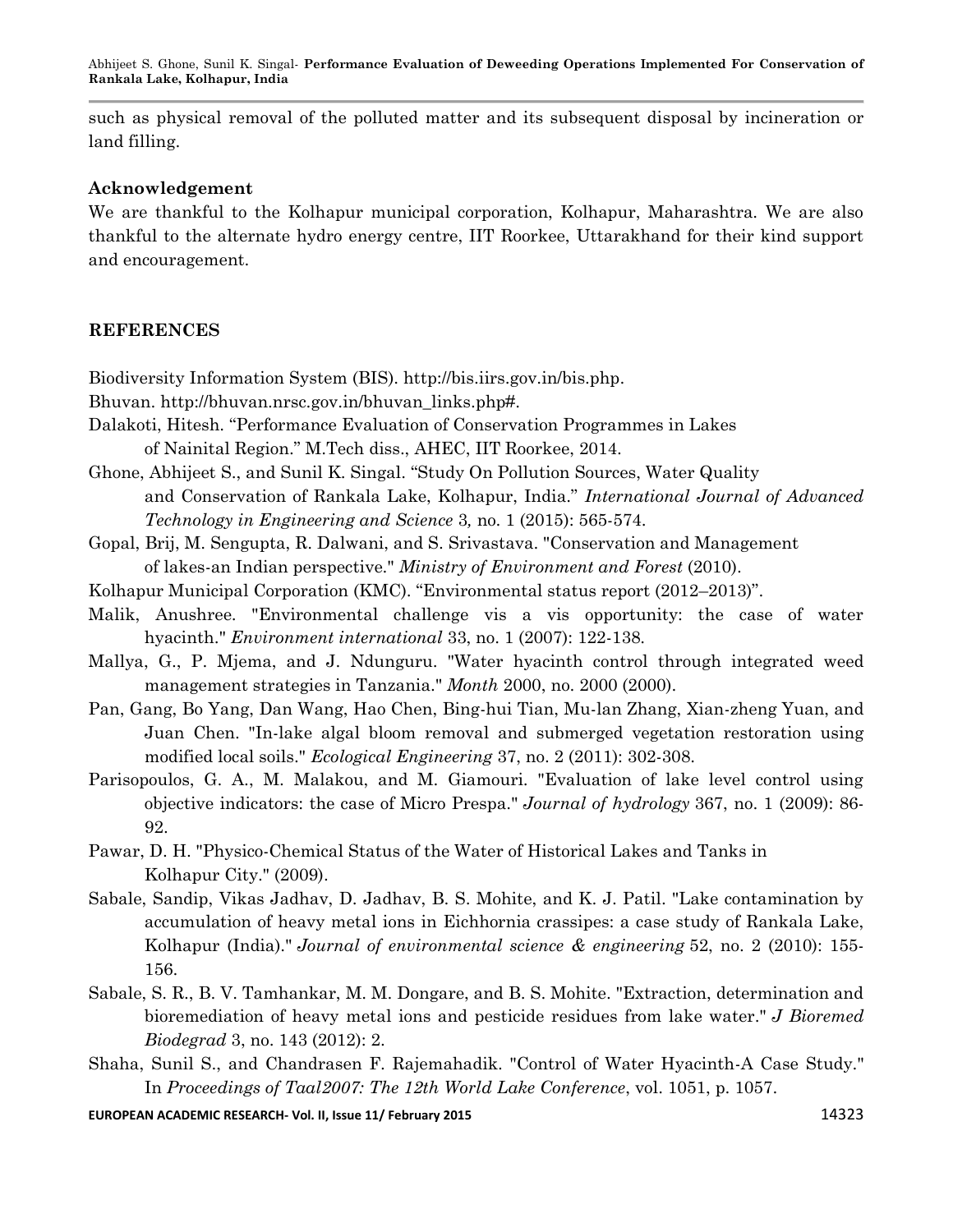such as physical removal of the polluted matter and its subsequent disposal by incineration or land filling.

### Acknowledgement

We are thankful to the Kolhapur municipal corporation, Kolhapur, Maharashtra. We are also thankful to the alternate hydro energy centre, IIT Roorkee, Uttarakhand for their kind support and encouragement.

## REFERENCES

Biodiversity Information System (BIS). http://bis.iirs.gov.in/bis.php.

Bhuvan. http://bhuvan.nrsc.gov.in/bhuvan_links.php#.

Dalakoti, Hitesh. "Performance Evaluation of Conservation Programmes in Lakes of Nainital Region." M.Tech diss., AHEC, IIT Roorkee, 2014.

Ghone, Abhijeet S., and Sunil K. Singal. "Study On Pollution Sources, Water Quality and Conservation of Rankala Lake, Kolhapur, India." *International Journal of Advanced Technology in Engineering and Science* 3, no. 1 (2015): 565-574.

Gopal, Brij, M. Sengupta, R. Dalwani, and S. Srivastava. "Conservation and Management of lakes-an Indian perspective." *Ministry of Environment and Forest* (2010).

Kolhapur Municipal Corporation (KMC). "Environmental status report (2012–2013)".

Malik, Anushree. "Environmental challenge vis a vis opportunity: the case of water hyacinth." *Environment international* 33, no. 1 (2007): 122-138.

Mallya, G., P. Mjema, and J. Ndunguru. "Water hyacinth control through integrated weed management strategies in Tanzania." *Month* 2000, no. 2000 (2000).

Pan, Gang, Bo Yang, Dan Wang, Hao Chen, Bing-hui Tian, Mu-lan Zhang, Xian-zheng Yuan, and Juan Chen. "In-lake algal bloom removal and submerged vegetation restoration using modified local soils." *Ecological Engineering* 37, no. 2 (2011): 302-308.

Parisopoulos, G. A., M. Malakou, and M. Giamouri. "Evaluation of lake level control using objective indicators: the case of Micro Prespa." *Journal of hydrology* 367, no. 1 (2009): 86-92.

Pawar, D. H. "Physico-Chemical Status of the Water of Historical Lakes and Tanks in Kolhapur City." (2009).

Sabale, Sandip, Vikas Jadhav, D. Jadhav, B. S. Mohite, and K. J. Patil. "Lake contamination by accumulation of heavy metal ions in Eichhornia crassipes: a case study of Rankala Lake, Kolhapur (India)." *Journal of environmental science & engineering* 52, no. 2 (2010): 155-156.

Sabale, S. R., B. V. Tamhankar, M. M. Dongare, and B. S. Mohite. "Extraction, determination and bioremediation of heavy metal ions and pesticide residues from lake water." *J Bioremed Biodegrad* 3, no. 143 (2012): 2.

Shaha, Sunil S., and Chandrasen F. Rajemahadik. "Control of Water Hyacinth-A Case Study." In *Proceedings of Taal2007: The 12th World Lake Conference*, vol. 1051, p. 1057.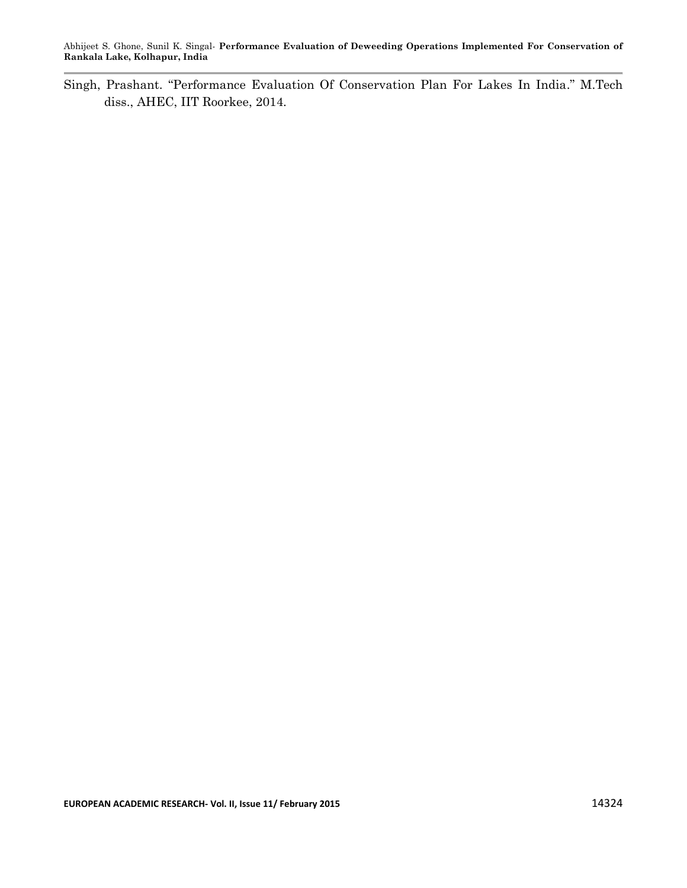Singh, Prashant. “Performance Evaluation Of Conservation Plan For Lakes In India.” M.Tech diss., AHEC, IIT Roorkee, 2014.